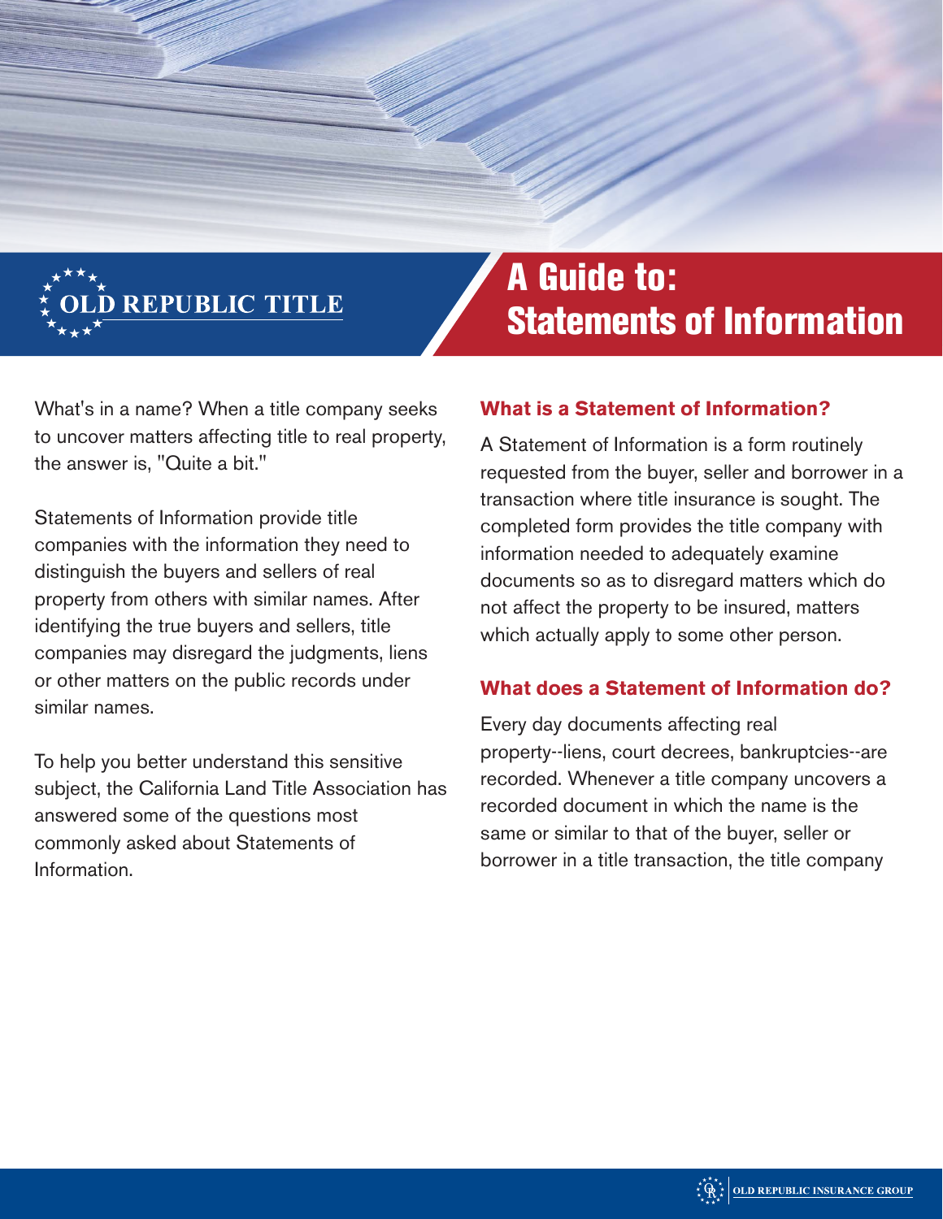OLD REPUBLIC TITLE

# A Guide to: Statements of Information

What's in a name? When a title company seeks to uncover matters affecting title to real property, the answer is, "Quite a bit."

Statements of Information provide title companies with the information they need to distinguish the buyers and sellers of real property from others with similar names. After identifying the true buyers and sellers, title companies may disregard the judgments, liens or other matters on the public records under similar names.

To help you better understand this sensitive subject, the California Land Title Association has answered some of the questions most commonly asked about Statements of Information.

## What is a Statement of Information?

A Statement of Information is a form routinely requested from the buyer, seller and borrower in a transaction where title insurance is sought. The completed form provides the title company with information needed to adequately examine documents so as to disregard matters which do not affect the property to be insured, matters which actually apply to some other person.

## What does a Statement of Information do?

Every day documents affecting real property--liens, court decrees, bankruptcies--are recorded. Whenever a title company uncovers a recorded document in which the name is the same or similar to that of the buyer, seller or borrower in a title transaction, the title company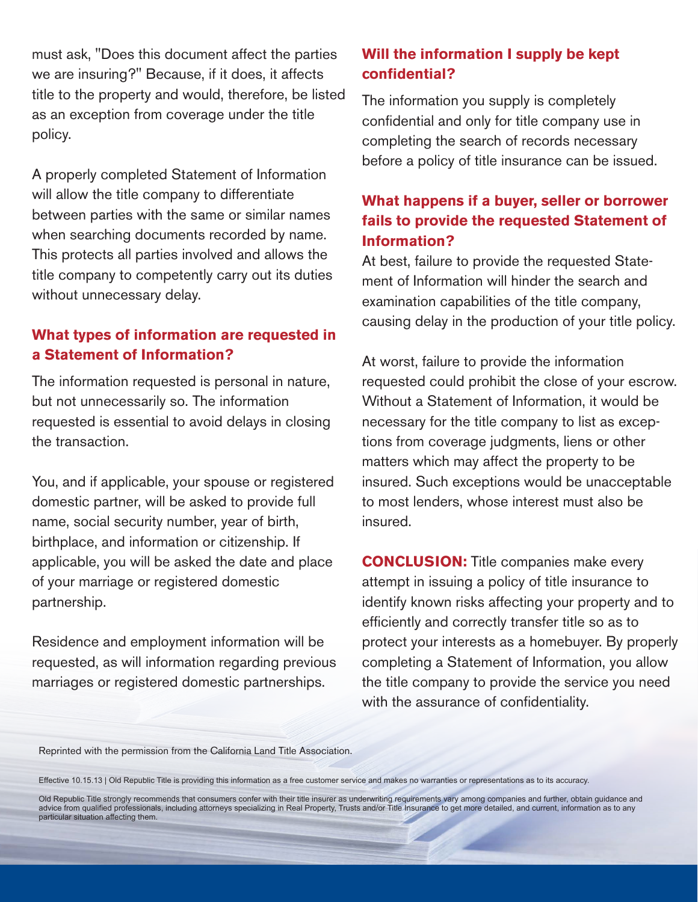must ask, "Does this document affect the parties we are insuring?" Because, if it does, it affects title to the property and would, therefore, be listed as an exception from coverage under the title policy.

A properly completed Statement of Information will allow the title company to differentiate between parties with the same or similar names when searching documents recorded by name. This protects all parties involved and allows the title company to competently carry out its duties without unnecessary delay.

## What types of information are requested in a Statement of Information?

The information requested is personal in nature, but not unnecessarily so. The information requested is essential to avoid delays in closing the transaction.

You, and if applicable, your spouse or registered domestic partner, will be asked to provide full name, social security number, year of birth, birthplace, and information or citizenship. If applicable, you will be asked the date and place of your marriage or registered domestic partnership.

Residence and employment information will be requested, as will information regarding previous marriages or registered domestic partnerships.

## Will the information I supply be kept confidential?

The information you supply is completely confidential and only for title company use in completing the search of records necessary before a policy of title insurance can be issued.

## What happens if a buyer, seller or borrower fails to provide the requested Statement of Information?

At best, failure to provide the requested Statement of Information will hinder the search and examination capabilities of the title company, causing delay in the production of your title policy.

At worst, failure to provide the information requested could prohibit the close of your escrow. Without a Statement of Information, it would be necessary for the title company to list as exceptions from coverage judgments, liens or other matters which may affect the property to be insured. Such exceptions would be unacceptable to most lenders, whose interest must also be insured.

**CONCLUSION:** Title companies make every attempt in issuing a policy of title insurance to identify known risks affecting your property and to efficiently and correctly transfer title so as to protect your interests as a homebuyer. By properly completing a Statement of Information, you allow the title company to provide the service you need with the assurance of confidentiality.

Reprinted with the permission from the California Land Title Association.

Effective 10.15.13 | Old Republic Title is providing this information as a free customer service and makes no warranties or representations as to its accuracy.

Old Republic Title strongly recommends that consumers confer with their title insurer as underwriting requirements vary among companies and further, obtain guidance and advice from qualified professionals, including attorneys specializing in Real Property, Trusts and/or Title Insurance to get more detailed, and current, information as to any particular situation affecting them.